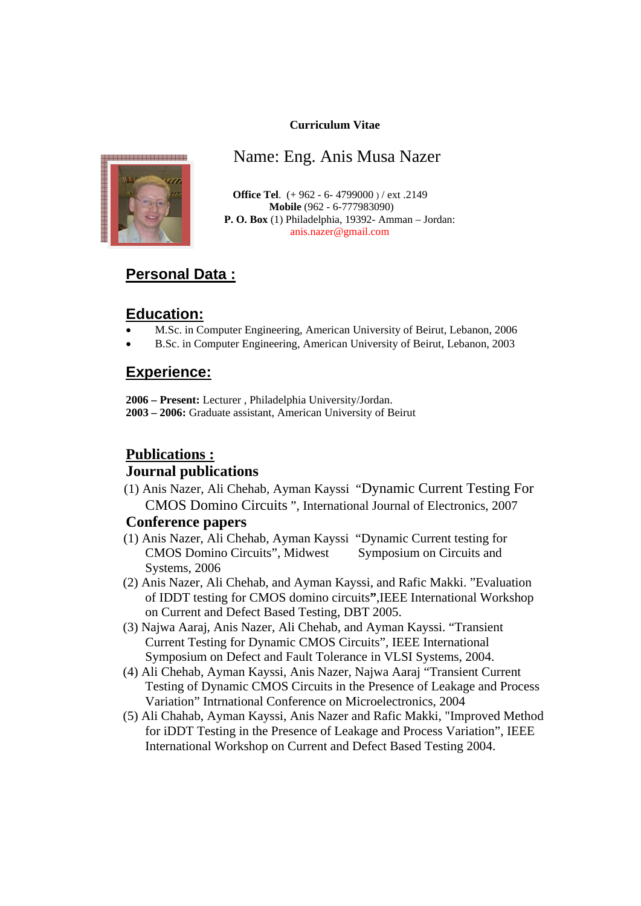**Curriculum Vitae**

# Name: Eng. Anis Musa Nazer

**Office Tel**. (+ 962 - 6- 4799000 ) / ext .2149
**Mobile** (962 - 6-777983090)
**P. O. Box** (1) Philadelphia, 19392- Amman – Jordan:
anis.nazer@gmail.com

## Personal Data :

## Education:

- M.Sc. in Computer Engineering, American University of Beirut, Lebanon, 2006
- B.Sc. in Computer Engineering, American University of Beirut, Lebanon, 2003

## Experience:

**2006 – Present:** Lecturer , Philadelphia University/Jordan.
**2003 – 2006:** Graduate assistant, American University of Beirut

## Publications :

### Journal publications

(1) Anis Nazer, Ali Chehab, Ayman Kayssi "Dynamic Current Testing For CMOS Domino Circuits ", International Journal of Electronics, 2007

### Conference papers

(1) Anis Nazer, Ali Chehab, Ayman Kayssi "Dynamic Current testing for CMOS Domino Circuits", Midwest Symposium on Circuits and Systems, 2006

(2) Anis Nazer, Ali Chehab, and Ayman Kayssi, and Rafic Makki. "Evaluation of IDDT testing for CMOS domino circuits",IEEE International Workshop on Current and Defect Based Testing, DBT 2005.

(3) Najwa Aaraj, Anis Nazer, Ali Chehab, and Ayman Kayssi. "Transient Current Testing for Dynamic CMOS Circuits", IEEE International Symposium on Defect and Fault Tolerance in VLSI Systems, 2004.

(4) Ali Chehab, Ayman Kayssi, Anis Nazer, Najwa Aaraj "Transient Current Testing of Dynamic CMOS Circuits in the Presence of Leakage and Process Variation" Intrnational Conference on Microelectronics, 2004

(5) Ali Chahab, Ayman Kayssi, Anis Nazer and Rafic Makki, "Improved Method for iDDT Testing in the Presence of Leakage and Process Variation", IEEE International Workshop on Current and Defect Based Testing 2004.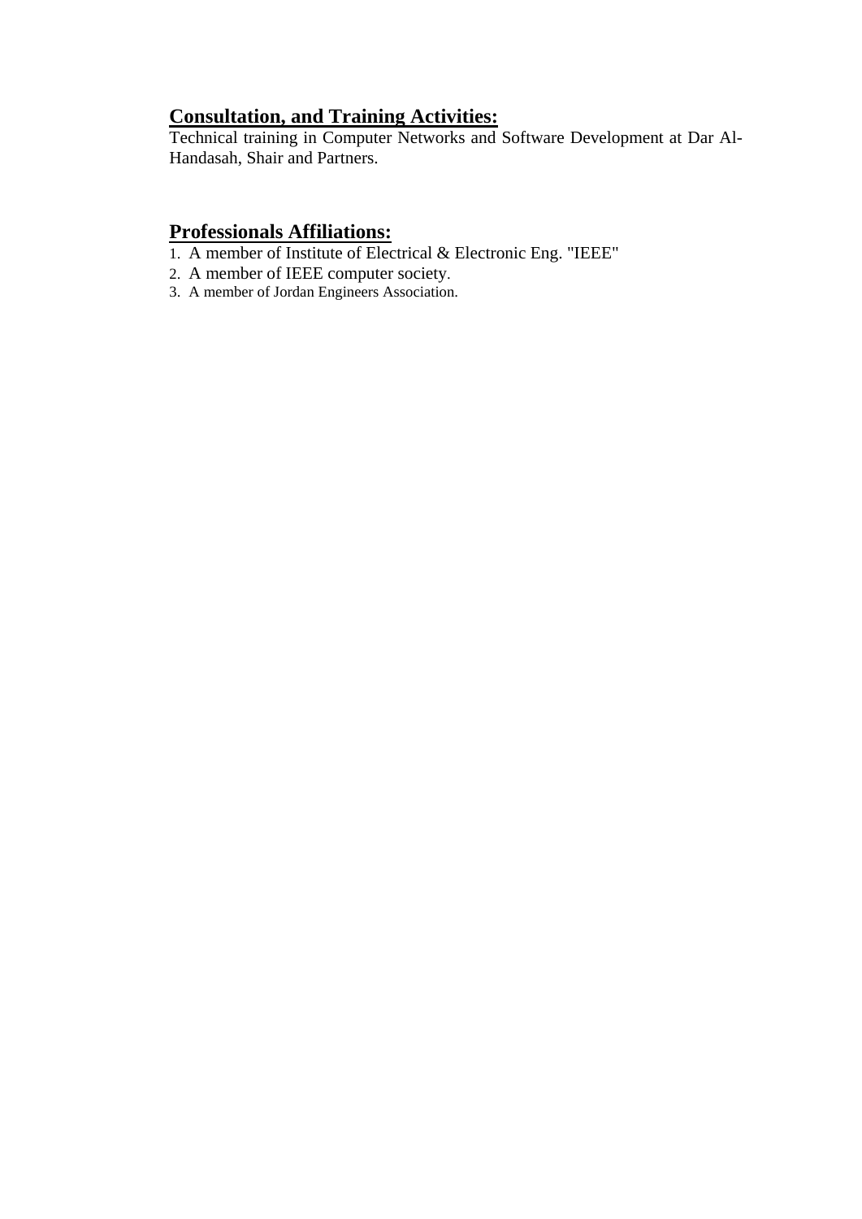## **Consultation, and Training Activities:**

Technical training in Computer Networks and Software Development at Dar Al-Handasah, Shair and Partners.

## **Professionals Affiliations:**

1. A member of Institute of Electrical & Electronic Eng. "IEEE"
2. A member of IEEE computer society.
3. A member of Jordan Engineers Association.